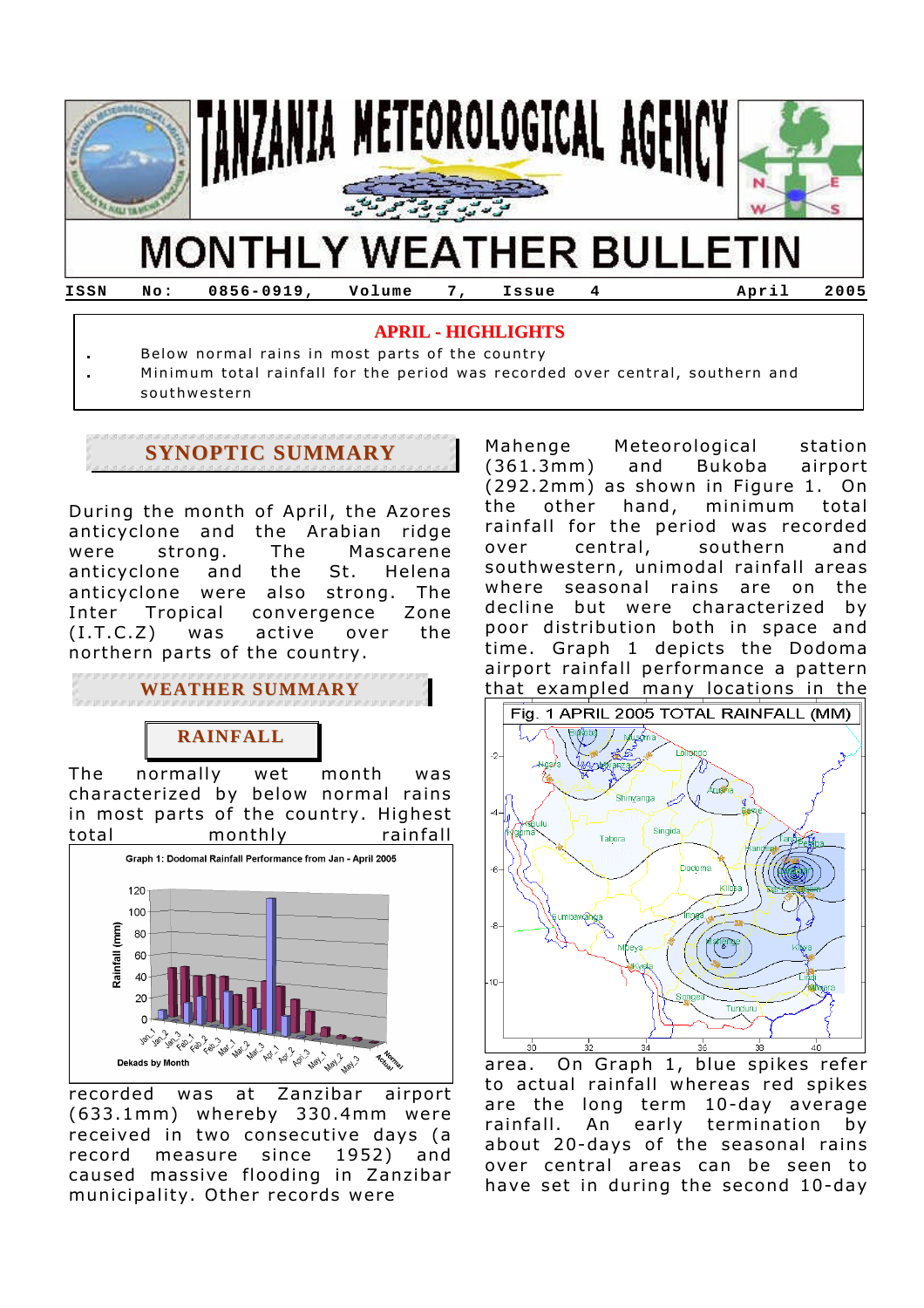# TANZANIA METEOROLOGICAL AGENCY

# MONTHLY WEATHER BULLETIN

ISSN No: 0856-0919, Volume 7, Issue 4 April 2005

**APRIL - HIGHLIGHTS**

- Below normal rains in most parts of the country
- Minimum total rainfall for the period was recorded over central, southern and southwestern

## SYNOPTIC SUMMARY

During the month of April, the Azores anticyclone and the Arabian ridge were strong. The Mascarene anticyclone and the St. Helena anticyclone were also strong. The Inter Tropical convergence Zone (I.T.C.Z) was active over the northern parts of the country.

## WEATHER SUMMARY

### RAINFALL

The normally wet month was characterized by below normal rains in most parts of the country. Highest total monthly rainfall recorded was at Zanzibar airport (633.1mm) whereby 330.4mm were received in two consecutive days (a record measure since 1952) and caused massive flooding in Zanzibar municipality. Other records were Mahenge Meteorological station (361.3mm) and Bukoba airport (292.2mm) as shown in Figure 1. On the other hand, minimum total rainfall for the period was recorded over central, southern and southwestern, unimodal rainfall areas where seasonal rains are on the decline but were characterized by poor distribution both in space and time. Graph 1 depicts the Dodoma airport rainfall performance a pattern that exampled many locations in the area. On Graph 1, blue spikes refer to actual rainfall whereas red spikes are the long term 10-day average rainfall. An early termination by about 20-days of the seasonal rains over central areas can be seen to have set in during the second 10-day

Graph 1: Dodomal Rainfall Performance from Jan - April 2005

Fig. 1 APRIL 2005 TOTAL RAINFALL (MM)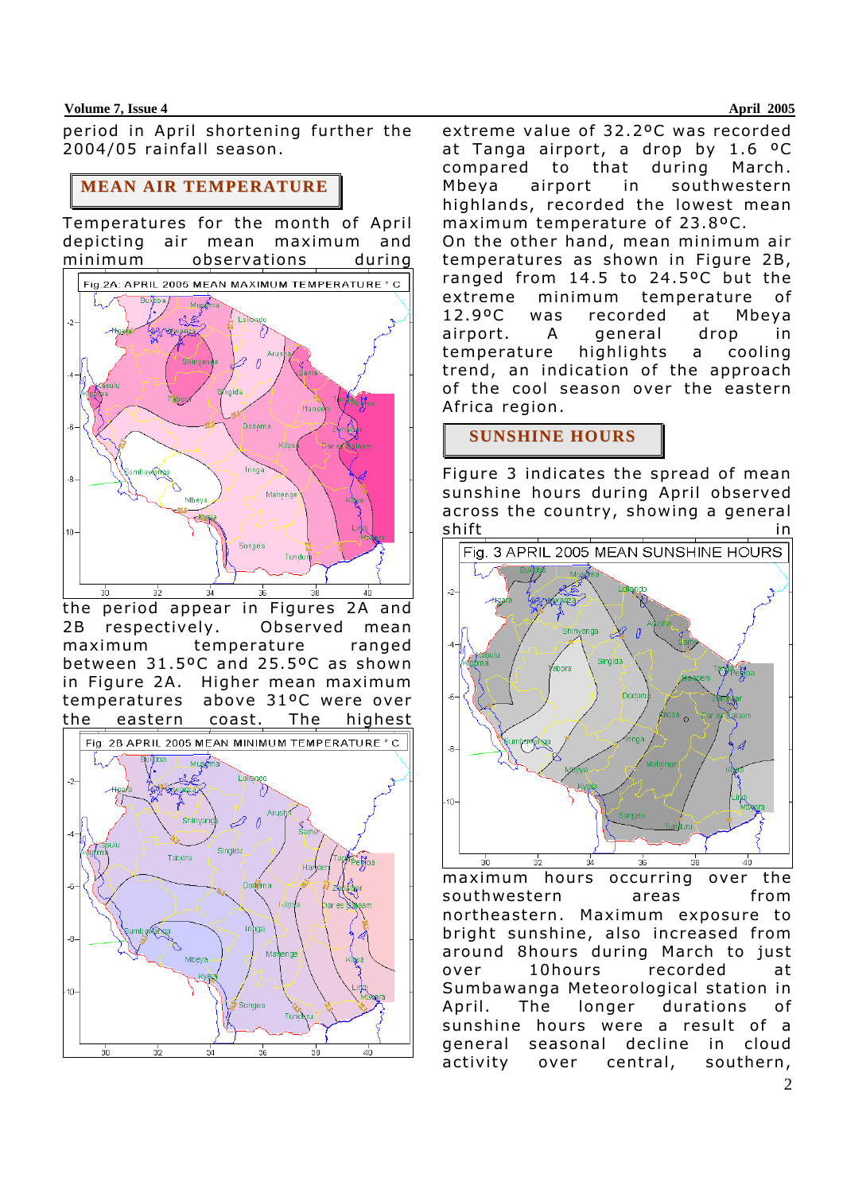period in April shortening further the 2004/05 rainfall season.

## MEAN AIR TEMPERATURE

Temperatures for the month of April depicting air mean maximum and minimum observations during the period appear in Figures 2A and 2B respectively. Observed mean maximum temperature ranged between 31.5ºC and 25.5ºC as shown in Figure 2A. Higher mean maximum temperatures above 31ºC were over the eastern coast. The highest extreme value of 32.2ºC was recorded at Tanga airport, a drop by 1.6 ºC compared to that during March. Mbeya airport in southwestern highlands, recorded the lowest mean maximum temperature of 23.8ºC.

On the other hand, mean minimum air temperatures as shown in Figure 2B, ranged from 14.5 to 24.5ºC but the extreme minimum temperature of 12.9ºC was recorded at Mbeya airport. A general drop in temperature highlights a cooling trend, an indication of the approach of the cool season over the eastern Africa region.

## SUNSHINE HOURS

Figure 3 indicates the spread of mean sunshine hours during April observed across the country, showing a general shift in maximum hours occurring over the southwestern areas from northeastern. Maximum exposure to bright sunshine, also increased from around 8hours during March to just over 10hours recorded at Sumbawanga Meteorological station in April. The longer durations of sunshine hours were a result of a general seasonal decline in cloud activity over central, southern,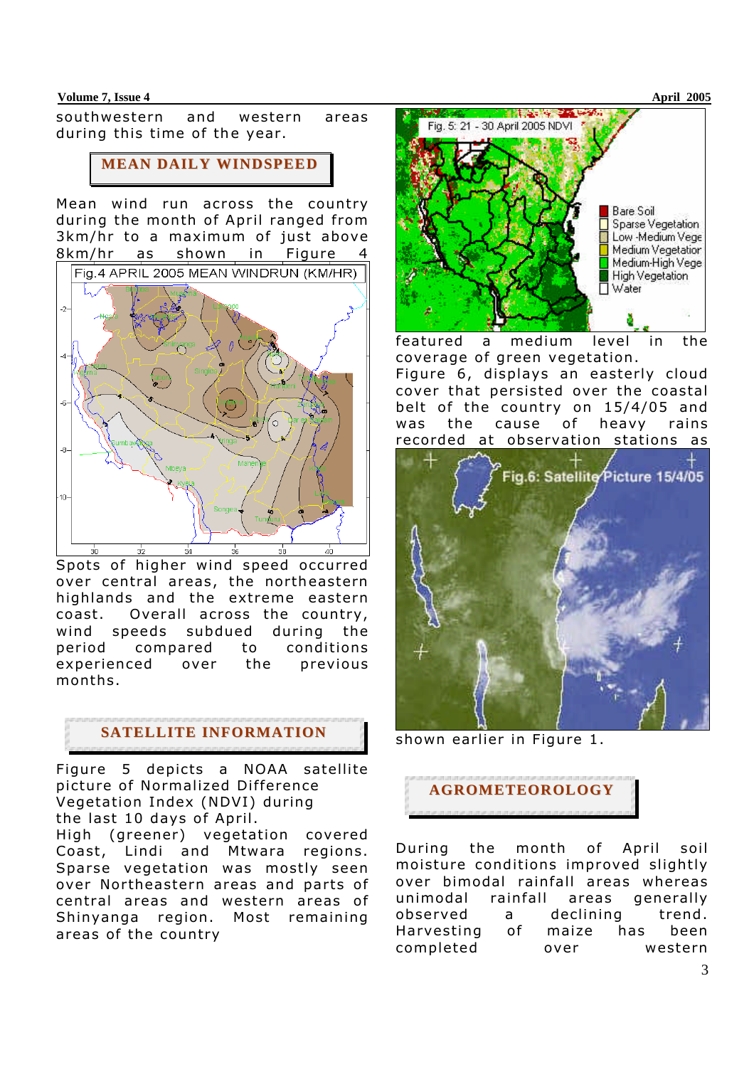southwestern and western areas during this time of the year.

## MEAN DAILY WINDSPEED

Mean wind run across the country during the month of April ranged from 3km/hr to a maximum of just above 8km/hr as shown in Figure 4

Fig.4 APRIL 2005 MEAN WINDRUN (KM/HR)

Spots of higher wind speed occurred over central areas, the northeastern highlands and the extreme eastern coast. Overall across the country, wind speeds subdued during the period compared to conditions experienced over the previous months.

## SATELLITE INFORMATION

Figure 5 depicts a NOAA satellite picture of Normalized Difference Vegetation Index (NDVI) during the last 10 days of April.

High (greener) vegetation covered Coast, Lindi and Mtwara regions. Sparse vegetation was mostly seen over Northeastern areas and parts of central areas and western areas of Shinyanga region. Most remaining areas of the country

Fig. 5: 21 - 30 April 2005 NDVI

featured a medium level in the coverage of green vegetation.

Figure 6, displays an easterly cloud cover that persisted over the coastal belt of the country on 15/4/05 and was the cause of heavy rains recorded at observation stations as

Fig.6: Satellite Picture 15/4/05

shown earlier in Figure 1.

## AGROMETEOROLOGY

During the month of April soil moisture conditions improved slightly over bimodal rainfall areas whereas unimodal rainfall areas generally observed a declining trend. Harvesting of maize has been completed over western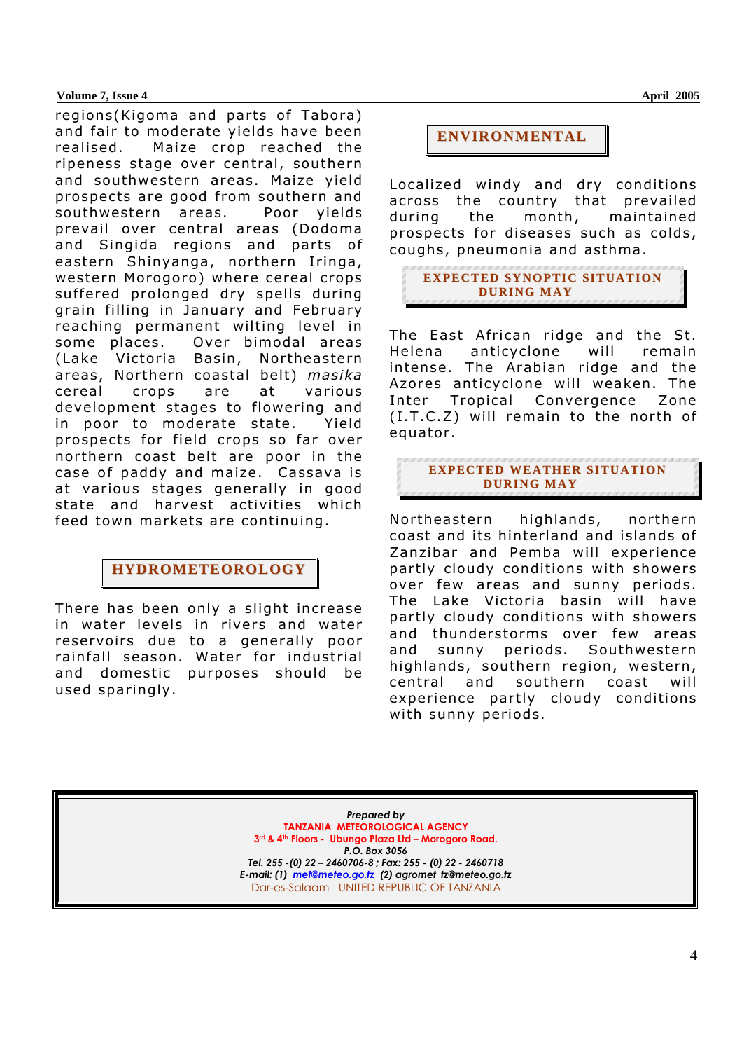regions(Kigoma and parts of Tabora) and fair to moderate yields have been realised. Maize crop reached the ripeness stage over central, southern and southwestern areas. Maize yield prospects are good from southern and southwestern areas. Poor yields prevail over central areas (Dodoma and Singida regions and parts of eastern Shinyanga, northern Iringa, western Morogoro) where cereal crops suffered prolonged dry spells during grain filling in January and February reaching permanent wilting level in some places. Over bimodal areas (Lake Victoria Basin, Northeastern areas, Northern coastal belt) *masika* cereal crops are at various development stages to flowering and in poor to moderate state. Yield prospects for field crops so far over northern coast belt are poor in the case of paddy and maize. Cassava is at various stages generally in good state and harvest activities which feed town markets are continuing.

## HYDROMETEOROLOGY

There has been only a slight increase in water levels in rivers and water reservoirs due to a generally poor rainfall season. Water for industrial and domestic purposes should be used sparingly.

## ENVIRONMENTAL

Localized windy and dry conditions across the country that prevailed during the month, maintained prospects for diseases such as colds, coughs, pneumonia and asthma.

## EXPECTED SYNOPTIC SITUATION DURING MAY

The East African ridge and the St. Helena anticyclone will remain intense. The Arabian ridge and the Azores anticyclone will weaken. The Inter Tropical Convergence Zone (I.T.C.Z) will remain to the north of equator.

## EXPECTED WEATHER SITUATION DURING MAY

Northeastern highlands, northern coast and its hinterland and islands of Zanzibar and Pemba will experience partly cloudy conditions with showers over few areas and sunny periods. The Lake Victoria basin will have partly cloudy conditions with showers and thunderstorms over few areas and sunny periods. Southwestern highlands, southern region, western, central and southern coast will experience partly cloudy conditions with sunny periods.

*Prepared by*
**TANZANIA METEOROLOGICAL AGENCY**
**3rd & 4th Floors - Ubungo Plaza Ltd – Morogoro Road.**
*P.O. Box 3056*
*Tel. 255 -(0) 22 – 2460706-8 ; Fax: 255 - (0) 22 - 2460718*
*E-mail: (1) met@meteo.go.tz (2) agromet_tz@meteo.go.tz*
Dar-es-Salaam UNITED REPUBLIC OF TANZANIA